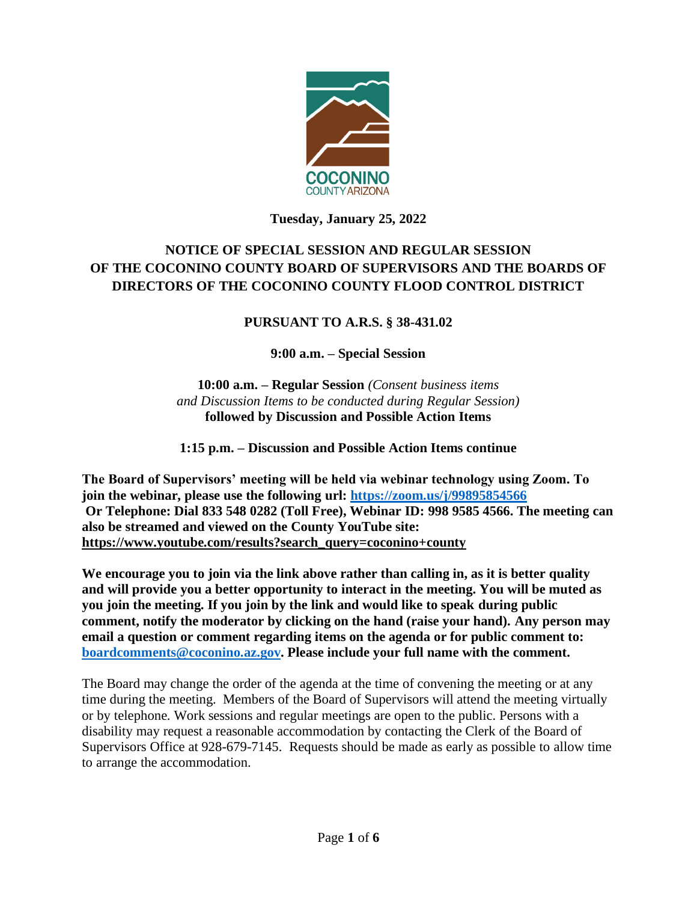**Tuesday, January 25, 2022**

# NOTICE OF SPECIAL SESSION AND REGULAR SESSION OF THE COCONINO COUNTY BOARD OF SUPERVISORS AND THE BOARDS OF DIRECTORS OF THE COCONINO COUNTY FLOOD CONTROL DISTRICT

**PURSUANT TO A.R.S. § 38-431.02**

**9:00 a.m. – Special Session**

**10:00 a.m. – Regular Session** *(Consent business items and Discussion Items to be conducted during Regular Session)* **followed by Discussion and Possible Action Items**

**1:15 p.m. – Discussion and Possible Action Items continue**

**The Board of Supervisors' meeting will be held via webinar technology using Zoom. To join the webinar, please use the following url: https://zoom.us/j/99895854566 Or Telephone: Dial 833 548 0282 (Toll Free), Webinar ID: 998 9585 4566. The meeting can also be streamed and viewed on the County YouTube site: https://www.youtube.com/results?search_query=coconino+county**

**We encourage you to join via the link above rather than calling in, as it is better quality and will provide you a better opportunity to interact in the meeting. You will be muted as you join the meeting. If you join by the link and would like to speak during public comment, notify the moderator by clicking on the hand (raise your hand). Any person may email a question or comment regarding items on the agenda or for public comment to: boardcomments@coconino.az.gov. Please include your full name with the comment.**

The Board may change the order of the agenda at the time of convening the meeting or at any time during the meeting. Members of the Board of Supervisors will attend the meeting virtually or by telephone. Work sessions and regular meetings are open to the public. Persons with a disability may request a reasonable accommodation by contacting the Clerk of the Board of Supervisors Office at 928-679-7145. Requests should be made as early as possible to allow time to arrange the accommodation.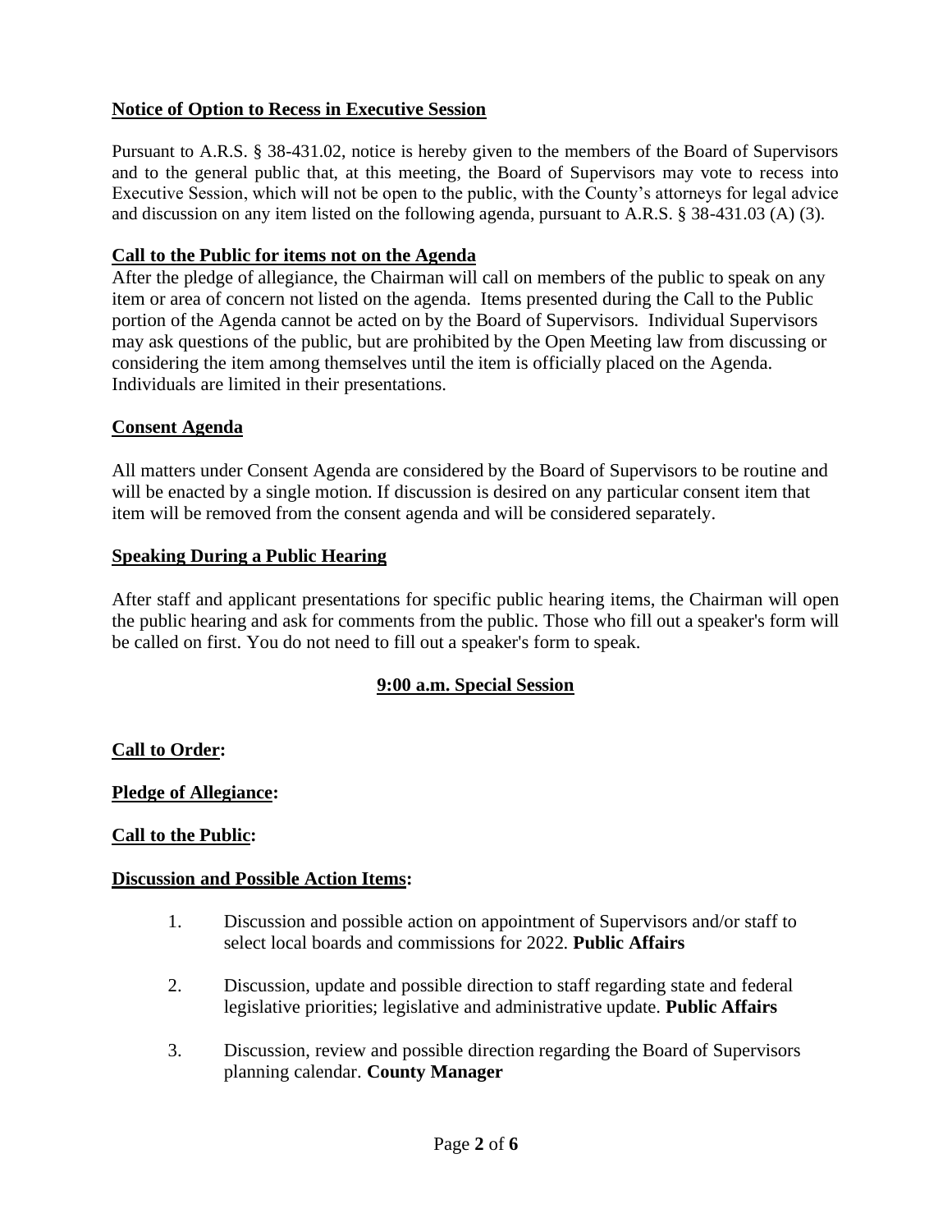**Notice of Option to Recess in Executive Session**

Pursuant to A.R.S. § 38-431.02, notice is hereby given to the members of the Board of Supervisors and to the general public that, at this meeting, the Board of Supervisors may vote to recess into Executive Session, which will not be open to the public, with the County's attorneys for legal advice and discussion on any item listed on the following agenda, pursuant to A.R.S. § 38-431.03 (A) (3).

**Call to the Public for items not on the Agenda**

After the pledge of allegiance, the Chairman will call on members of the public to speak on any item or area of concern not listed on the agenda. Items presented during the Call to the Public portion of the Agenda cannot be acted on by the Board of Supervisors. Individual Supervisors may ask questions of the public, but are prohibited by the Open Meeting law from discussing or considering the item among themselves until the item is officially placed on the Agenda. Individuals are limited in their presentations.

**Consent Agenda**

All matters under Consent Agenda are considered by the Board of Supervisors to be routine and will be enacted by a single motion. If discussion is desired on any particular consent item that item will be removed from the consent agenda and will be considered separately.

**Speaking During a Public Hearing**

After staff and applicant presentations for specific public hearing items, the Chairman will open the public hearing and ask for comments from the public. Those who fill out a speaker's form will be called on first. You do not need to fill out a speaker's form to speak.

**9:00 a.m. Special Session**

**Call to Order:**

**Pledge of Allegiance:**

**Call to the Public:**

**Discussion and Possible Action Items:**

1. Discussion and possible action on appointment of Supervisors and/or staff to select local boards and commissions for 2022. **Public Affairs**

2. Discussion, update and possible direction to staff regarding state and federal legislative priorities; legislative and administrative update. **Public Affairs**

3. Discussion, review and possible direction regarding the Board of Supervisors planning calendar. **County Manager**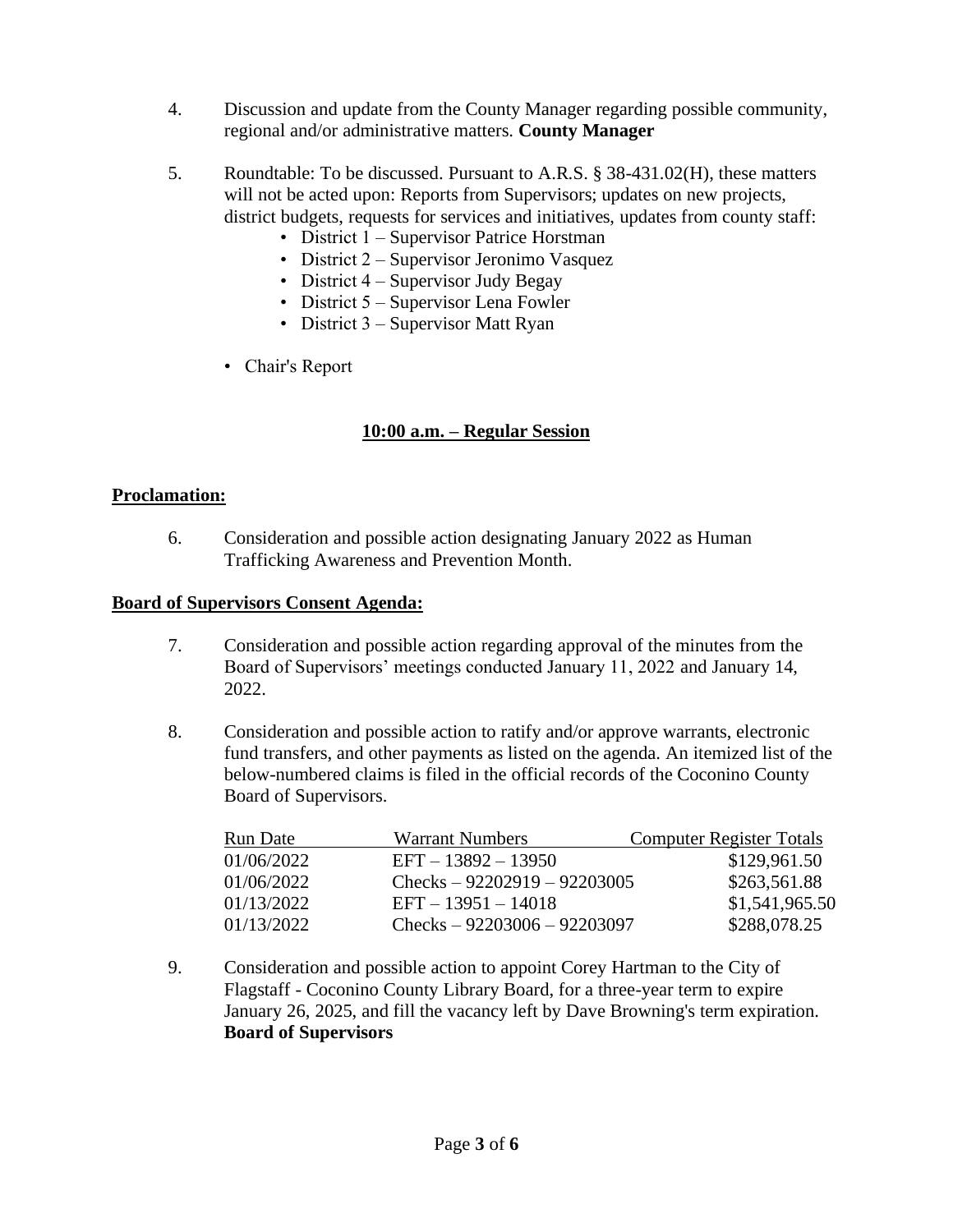4. Discussion and update from the County Manager regarding possible community, regional and/or administrative matters. **County Manager**

5. Roundtable: To be discussed. Pursuant to A.R.S. § 38-431.02(H), these matters will not be acted upon: Reports from Supervisors; updates on new projects, district budgets, requests for services and initiatives, updates from county staff:
   - District 1 – Supervisor Patrice Horstman
   - District 2 – Supervisor Jeronimo Vasquez
   - District 4 – Supervisor Judy Begay
   - District 5 – Supervisor Lena Fowler
   - District 3 – Supervisor Matt Ryan

   - Chair's Report

## 10:00 a.m. – Regular Session

### Proclamation:

6. Consideration and possible action designating January 2022 as Human Trafficking Awareness and Prevention Month.

### Board of Supervisors Consent Agenda:

7. Consideration and possible action regarding approval of the minutes from the Board of Supervisors' meetings conducted January 11, 2022 and January 14, 2022.

8. Consideration and possible action to ratify and/or approve warrants, electronic fund transfers, and other payments as listed on the agenda. An itemized list of the below-numbered claims is filed in the official records of the Coconino County Board of Supervisors.

| Run Date | Warrant Numbers | Computer Register Totals |
|---|---|---|
| 01/06/2022 | EFT – 13892 – 13950 | $129,961.50 |
| 01/06/2022 | Checks – 92202919 – 92203005 | $263,561.88 |
| 01/13/2022 | EFT – 13951 – 14018 | $1,541,965.50 |
| 01/13/2022 | Checks – 92203006 – 92203097 | $288,078.25 |

9. Consideration and possible action to appoint Corey Hartman to the City of Flagstaff - Coconino County Library Board, for a three-year term to expire January 26, 2025, and fill the vacancy left by Dave Browning's term expiration. **Board of Supervisors**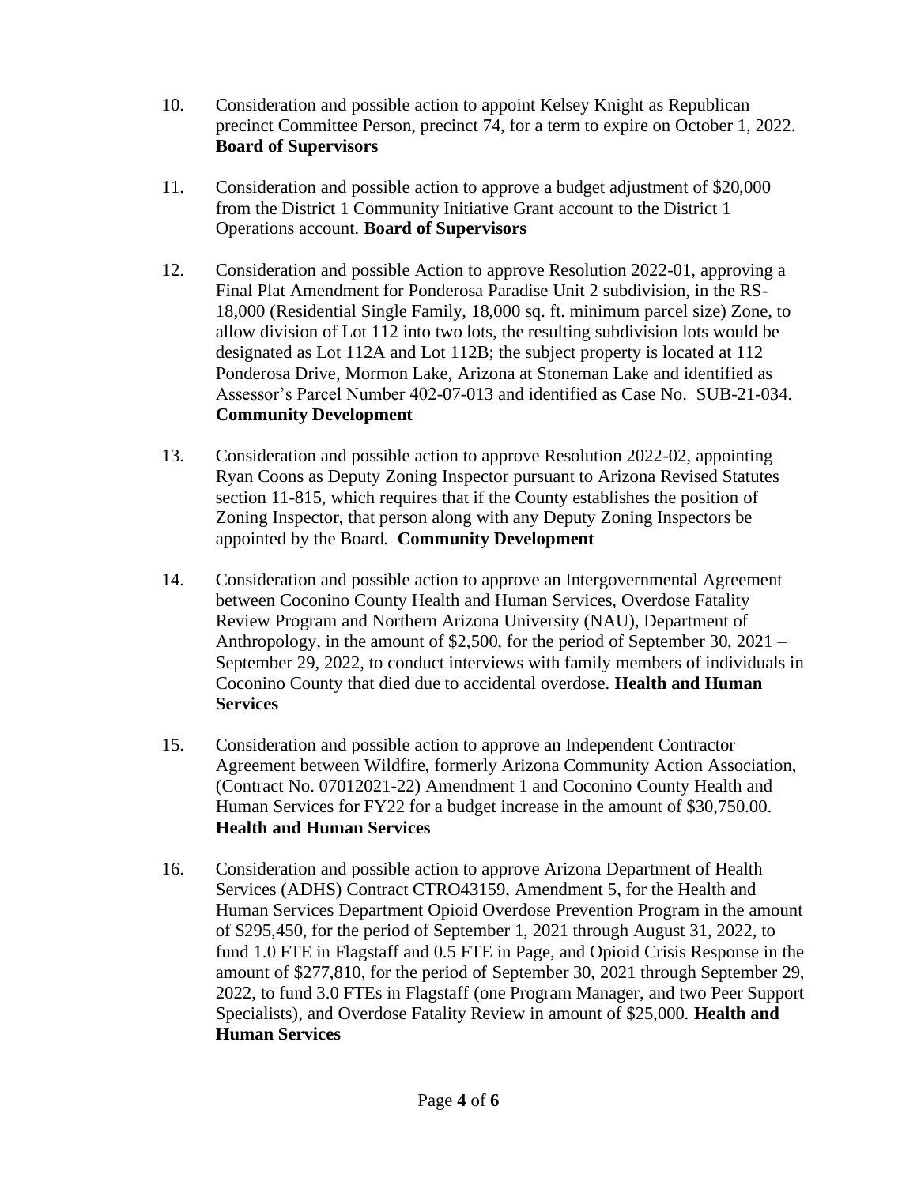10. Consideration and possible action to appoint Kelsey Knight as Republican precinct Committee Person, precinct 74, for a term to expire on October 1, 2022. **Board of Supervisors**

11. Consideration and possible action to approve a budget adjustment of $20,000 from the District 1 Community Initiative Grant account to the District 1 Operations account. **Board of Supervisors**

12. Consideration and possible Action to approve Resolution 2022-01, approving a Final Plat Amendment for Ponderosa Paradise Unit 2 subdivision, in the RS-18,000 (Residential Single Family, 18,000 sq. ft. minimum parcel size) Zone, to allow division of Lot 112 into two lots, the resulting subdivision lots would be designated as Lot 112A and Lot 112B; the subject property is located at 112 Ponderosa Drive, Mormon Lake, Arizona at Stoneman Lake and identified as Assessor's Parcel Number 402-07-013 and identified as Case No. SUB-21-034. **Community Development**

13. Consideration and possible action to approve Resolution 2022-02, appointing Ryan Coons as Deputy Zoning Inspector pursuant to Arizona Revised Statutes section 11-815, which requires that if the County establishes the position of Zoning Inspector, that person along with any Deputy Zoning Inspectors be appointed by the Board. **Community Development**

14. Consideration and possible action to approve an Intergovernmental Agreement between Coconino County Health and Human Services, Overdose Fatality Review Program and Northern Arizona University (NAU), Department of Anthropology, in the amount of $2,500, for the period of September 30, 2021 – September 29, 2022, to conduct interviews with family members of individuals in Coconino County that died due to accidental overdose. **Health and Human Services**

15. Consideration and possible action to approve an Independent Contractor Agreement between Wildfire, formerly Arizona Community Action Association, (Contract No. 07012021-22) Amendment 1 and Coconino County Health and Human Services for FY22 for a budget increase in the amount of $30,750.00. **Health and Human Services**

16. Consideration and possible action to approve Arizona Department of Health Services (ADHS) Contract CTRO43159, Amendment 5, for the Health and Human Services Department Opioid Overdose Prevention Program in the amount of $295,450, for the period of September 1, 2021 through August 31, 2022, to fund 1.0 FTE in Flagstaff and 0.5 FTE in Page, and Opioid Crisis Response in the amount of $277,810, for the period of September 30, 2021 through September 29, 2022, to fund 3.0 FTEs in Flagstaff (one Program Manager, and two Peer Support Specialists), and Overdose Fatality Review in amount of $25,000. **Health and Human Services**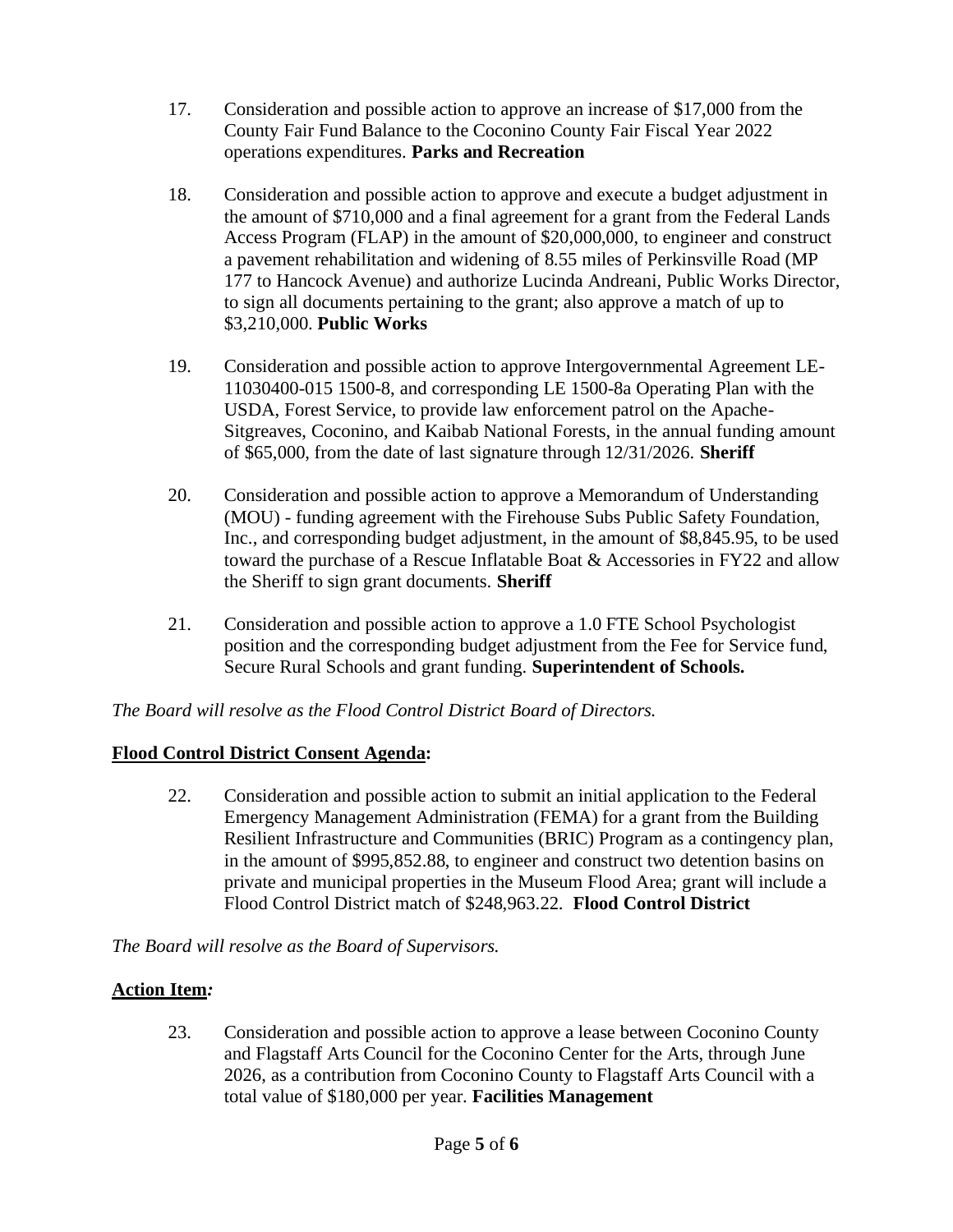17. Consideration and possible action to approve an increase of $17,000 from the County Fair Fund Balance to the Coconino County Fair Fiscal Year 2022 operations expenditures. **Parks and Recreation**

18. Consideration and possible action to approve and execute a budget adjustment in the amount of $710,000 and a final agreement for a grant from the Federal Lands Access Program (FLAP) in the amount of $20,000,000, to engineer and construct a pavement rehabilitation and widening of 8.55 miles of Perkinsville Road (MP 177 to Hancock Avenue) and authorize Lucinda Andreani, Public Works Director, to sign all documents pertaining to the grant; also approve a match of up to $3,210,000. **Public Works**

19. Consideration and possible action to approve Intergovernmental Agreement LE-11030400-015 1500-8, and corresponding LE 1500-8a Operating Plan with the USDA, Forest Service, to provide law enforcement patrol on the Apache-Sitgreaves, Coconino, and Kaibab National Forests, in the annual funding amount of $65,000, from the date of last signature through 12/31/2026. **Sheriff**

20. Consideration and possible action to approve a Memorandum of Understanding (MOU) - funding agreement with the Firehouse Subs Public Safety Foundation, Inc., and corresponding budget adjustment, in the amount of $8,845.95, to be used toward the purchase of a Rescue Inflatable Boat & Accessories in FY22 and allow the Sheriff to sign grant documents. **Sheriff**

21. Consideration and possible action to approve a 1.0 FTE School Psychologist position and the corresponding budget adjustment from the Fee for Service fund, Secure Rural Schools and grant funding. **Superintendent of Schools.**

*The Board will resolve as the Flood Control District Board of Directors.*

**Flood Control District Consent Agenda:**

22. Consideration and possible action to submit an initial application to the Federal Emergency Management Administration (FEMA) for a grant from the Building Resilient Infrastructure and Communities (BRIC) Program as a contingency plan, in the amount of $995,852.88, to engineer and construct two detention basins on private and municipal properties in the Museum Flood Area; grant will include a Flood Control District match of $248,963.22. **Flood Control District**

*The Board will resolve as the Board of Supervisors.*

**Action Item:**

23. Consideration and possible action to approve a lease between Coconino County and Flagstaff Arts Council for the Coconino Center for the Arts, through June 2026, as a contribution from Coconino County to Flagstaff Arts Council with a total value of $180,000 per year. **Facilities Management**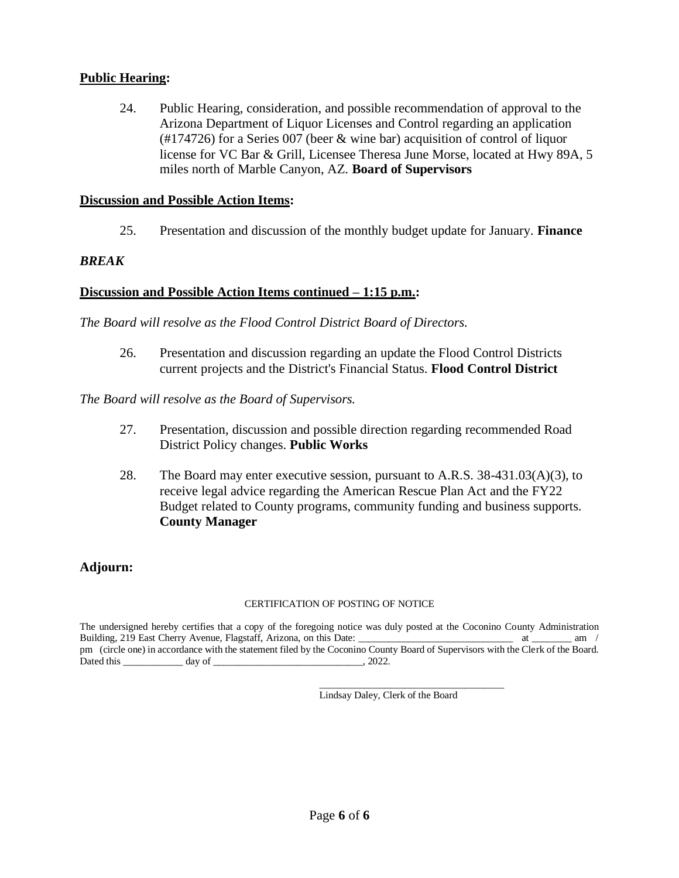**<u>Public Hearing</u>:**

24. Public Hearing, consideration, and possible recommendation of approval to the Arizona Department of Liquor Licenses and Control regarding an application (#174726) for a Series 007 (beer & wine bar) acquisition of control of liquor license for VC Bar & Grill, Licensee Theresa June Morse, located at Hwy 89A, 5 miles north of Marble Canyon, AZ. **Board of Supervisors**

**<u>Discussion and Possible Action Items</u>:**

25. Presentation and discussion of the monthly budget update for January. **Finance**

***BREAK***

**<u>Discussion and Possible Action Items continued – 1:15 p.m.</u>:**

*The Board will resolve as the Flood Control District Board of Directors.*

26. Presentation and discussion regarding an update the Flood Control Districts current projects and the District's Financial Status. **Flood Control District**

*The Board will resolve as the Board of Supervisors.*

27. Presentation, discussion and possible direction regarding recommended Road District Policy changes. **Public Works**

28. The Board may enter executive session, pursuant to A.R.S. 38-431.03(A)(3), to receive legal advice regarding the American Rescue Plan Act and the FY22 Budget related to County programs, community funding and business supports. **County Manager**

**Adjourn:**

CERTIFICATION OF POSTING OF NOTICE

The undersigned hereby certifies that a copy of the foregoing notice was duly posted at the Coconino County Administration Building, 219 East Cherry Avenue, Flagstaff, Arizona, on this Date: ______________________________ at ________ am / pm (circle one) in accordance with the statement filed by the Coconino County Board of Supervisors with the Clerk of the Board. Dated this ____________ day of ______________________________, 2022.

___________________________________
Lindsay Daley, Clerk of the Board